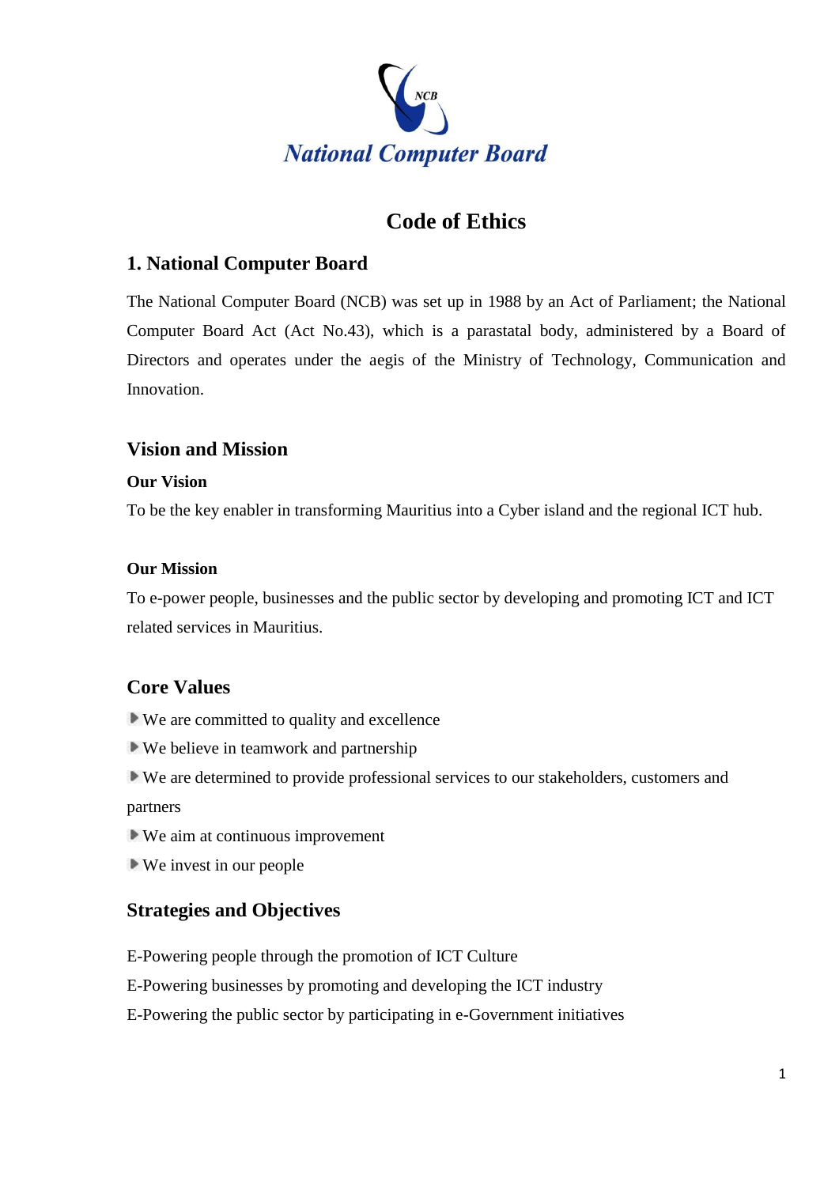National Computer Board

# Code of Ethics

## 1. National Computer Board

The National Computer Board (NCB) was set up in 1988 by an Act of Parliament; the National Computer Board Act (Act No.43), which is a parastatal body, administered by a Board of Directors and operates under the aegis of the Ministry of Technology, Communication and Innovation.

## Vision and Mission

### Our Vision

To be the key enabler in transforming Mauritius into a Cyber island and the regional ICT hub.

### Our Mission

To e-power people, businesses and the public sector by developing and promoting ICT and ICT related services in Mauritius.

## Core Values

- We are committed to quality and excellence
- We believe in teamwork and partnership
- We are determined to provide professional services to our stakeholders, customers and partners
- We aim at continuous improvement
- We invest in our people

## Strategies and Objectives

E-Powering people through the promotion of ICT Culture
E-Powering businesses by promoting and developing the ICT industry
E-Powering the public sector by participating in e-Government initiatives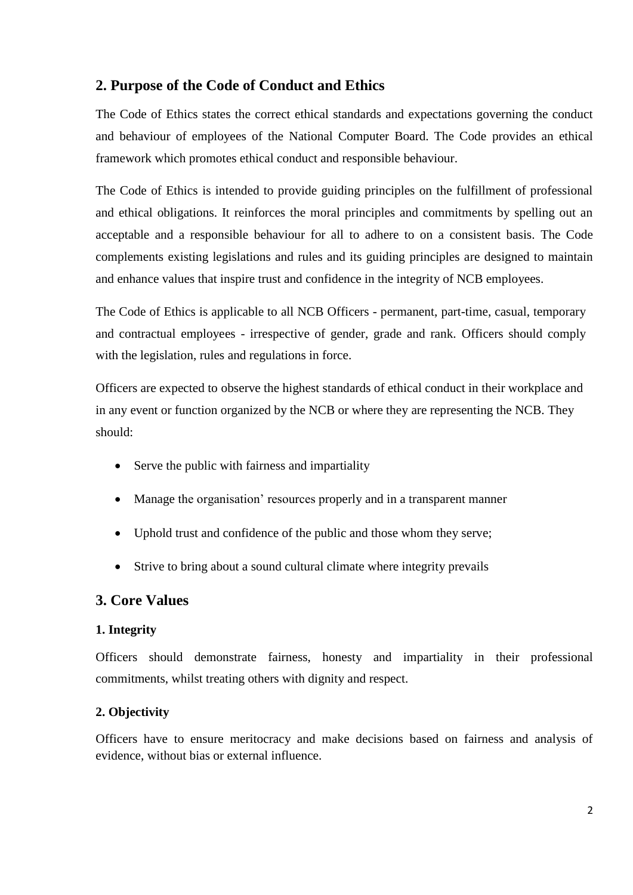## 2. Purpose of the Code of Conduct and Ethics

The Code of Ethics states the correct ethical standards and expectations governing the conduct and behaviour of employees of the National Computer Board. The Code provides an ethical framework which promotes ethical conduct and responsible behaviour.

The Code of Ethics is intended to provide guiding principles on the fulfillment of professional and ethical obligations. It reinforces the moral principles and commitments by spelling out an acceptable and a responsible behaviour for all to adhere to on a consistent basis. The Code complements existing legislations and rules and its guiding principles are designed to maintain and enhance values that inspire trust and confidence in the integrity of NCB employees.

The Code of Ethics is applicable to all NCB Officers - permanent, part-time, casual, temporary and contractual employees - irrespective of gender, grade and rank. Officers should comply with the legislation, rules and regulations in force.

Officers are expected to observe the highest standards of ethical conduct in their workplace and in any event or function organized by the NCB or where they are representing the NCB. They should:

- Serve the public with fairness and impartiality
- Manage the organisation' resources properly and in a transparent manner
- Uphold trust and confidence of the public and those whom they serve;
- Strive to bring about a sound cultural climate where integrity prevails

## 3. Core Values

### 1. Integrity

Officers should demonstrate fairness, honesty and impartiality in their professional commitments, whilst treating others with dignity and respect.

### 2. Objectivity

Officers have to ensure meritocracy and make decisions based on fairness and analysis of evidence, without bias or external influence.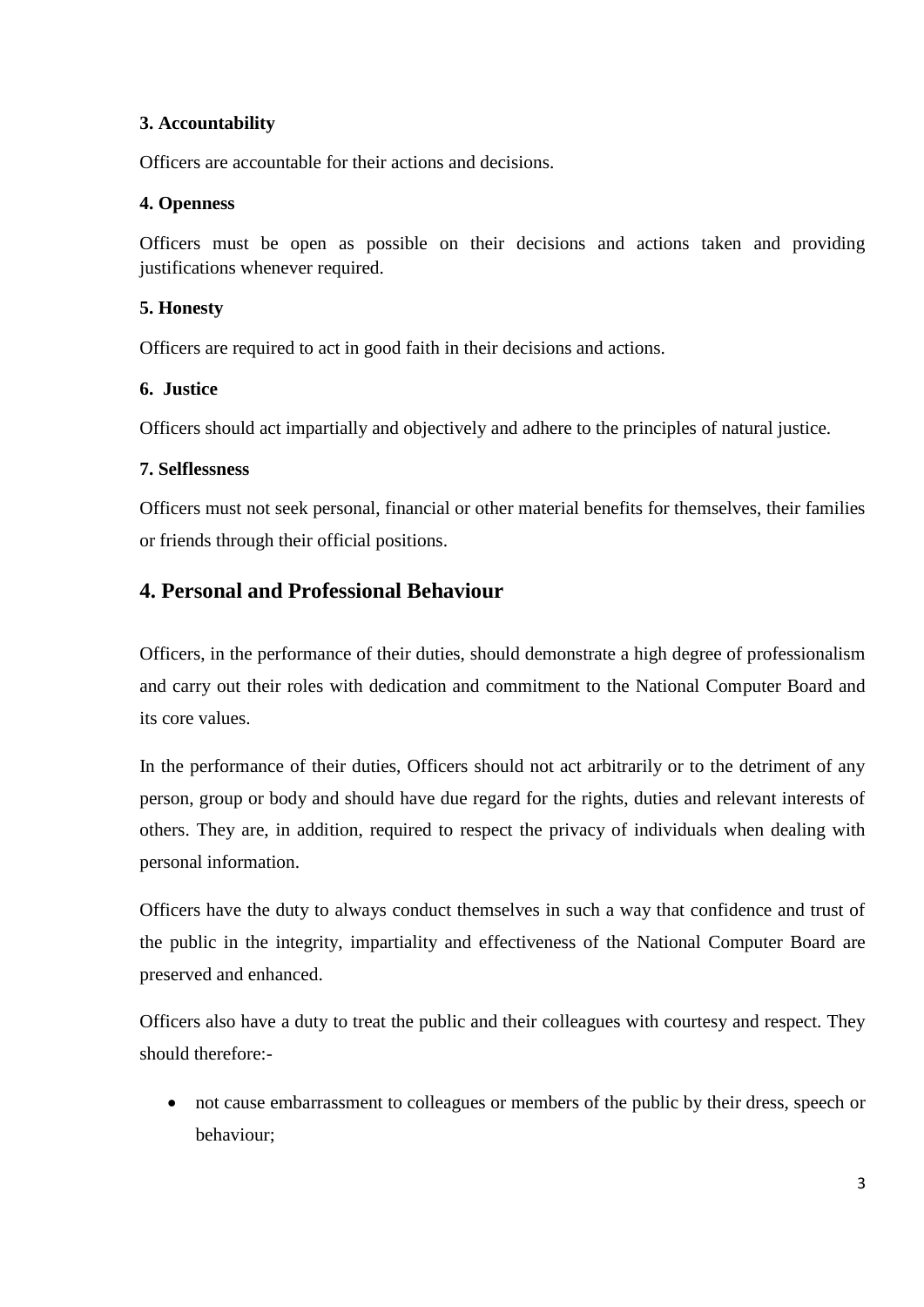**3. Accountability**

Officers are accountable for their actions and decisions.

**4. Openness**

Officers must be open as possible on their decisions and actions taken and providing justifications whenever required.

**5. Honesty**

Officers are required to act in good faith in their decisions and actions.

**6. Justice**

Officers should act impartially and objectively and adhere to the principles of natural justice.

**7. Selflessness**

Officers must not seek personal, financial or other material benefits for themselves, their families or friends through their official positions.

## 4. Personal and Professional Behaviour

Officers, in the performance of their duties, should demonstrate a high degree of professionalism and carry out their roles with dedication and commitment to the National Computer Board and its core values.

In the performance of their duties, Officers should not act arbitrarily or to the detriment of any person, group or body and should have due regard for the rights, duties and relevant interests of others. They are, in addition, required to respect the privacy of individuals when dealing with personal information.

Officers have the duty to always conduct themselves in such a way that confidence and trust of the public in the integrity, impartiality and effectiveness of the National Computer Board are preserved and enhanced.

Officers also have a duty to treat the public and their colleagues with courtesy and respect. They should therefore:-

- not cause embarrassment to colleagues or members of the public by their dress, speech or behaviour;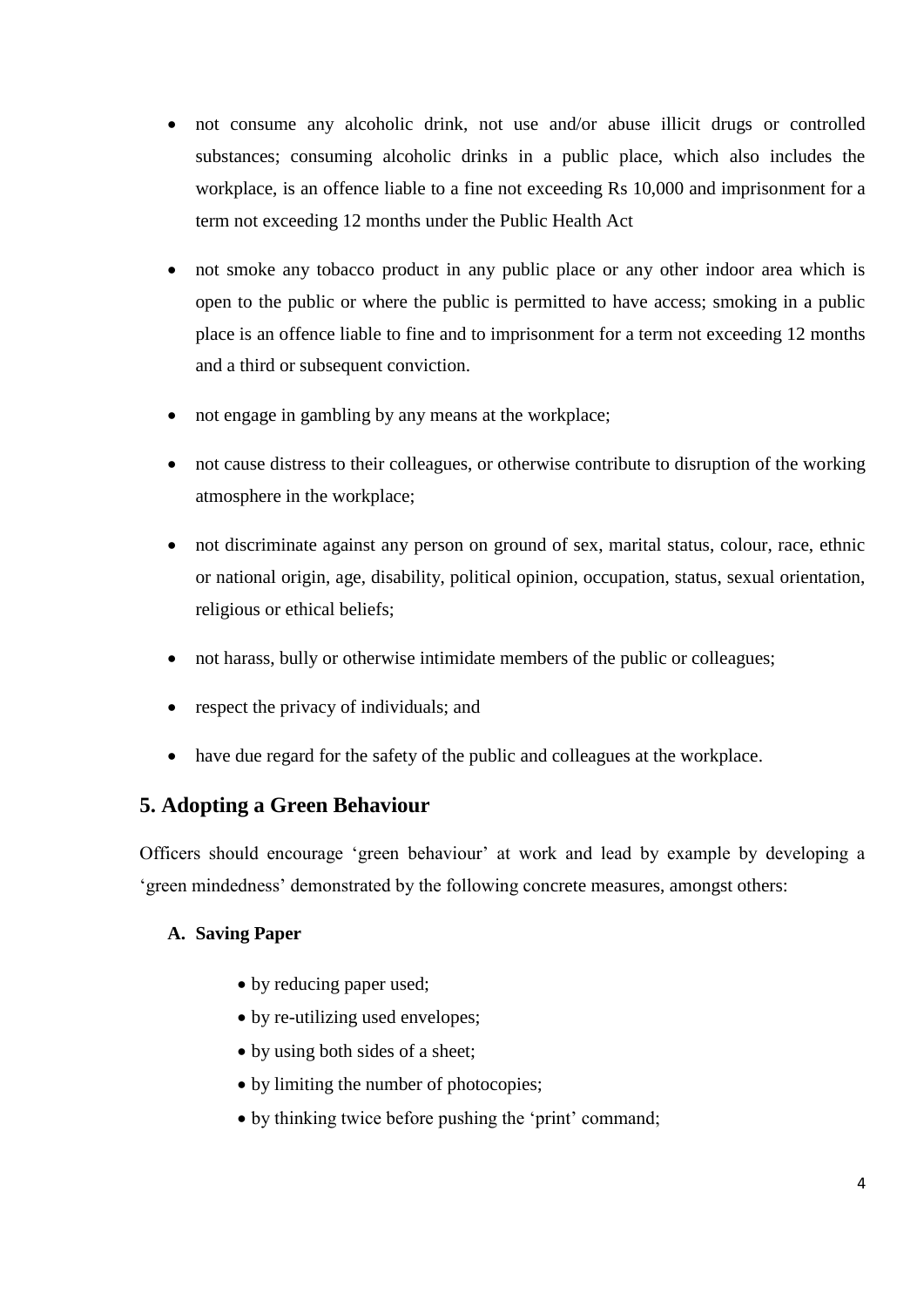- not consume any alcoholic drink, not use and/or abuse illicit drugs or controlled substances; consuming alcoholic drinks in a public place, which also includes the workplace, is an offence liable to a fine not exceeding Rs 10,000 and imprisonment for a term not exceeding 12 months under the Public Health Act
- not smoke any tobacco product in any public place or any other indoor area which is open to the public or where the public is permitted to have access; smoking in a public place is an offence liable to fine and to imprisonment for a term not exceeding 12 months and a third or subsequent conviction.
- not engage in gambling by any means at the workplace;
- not cause distress to their colleagues, or otherwise contribute to disruption of the working atmosphere in the workplace;
- not discriminate against any person on ground of sex, marital status, colour, race, ethnic or national origin, age, disability, political opinion, occupation, status, sexual orientation, religious or ethical beliefs;
- not harass, bully or otherwise intimidate members of the public or colleagues;
- respect the privacy of individuals; and
- have due regard for the safety of the public and colleagues at the workplace.

## 5. Adopting a Green Behaviour

Officers should encourage 'green behaviour' at work and lead by example by developing a 'green mindedness' demonstrated by the following concrete measures, amongst others:

**A. Saving Paper**

- by reducing paper used;
- by re-utilizing used envelopes;
- by using both sides of a sheet;
- by limiting the number of photocopies;
- by thinking twice before pushing the 'print' command;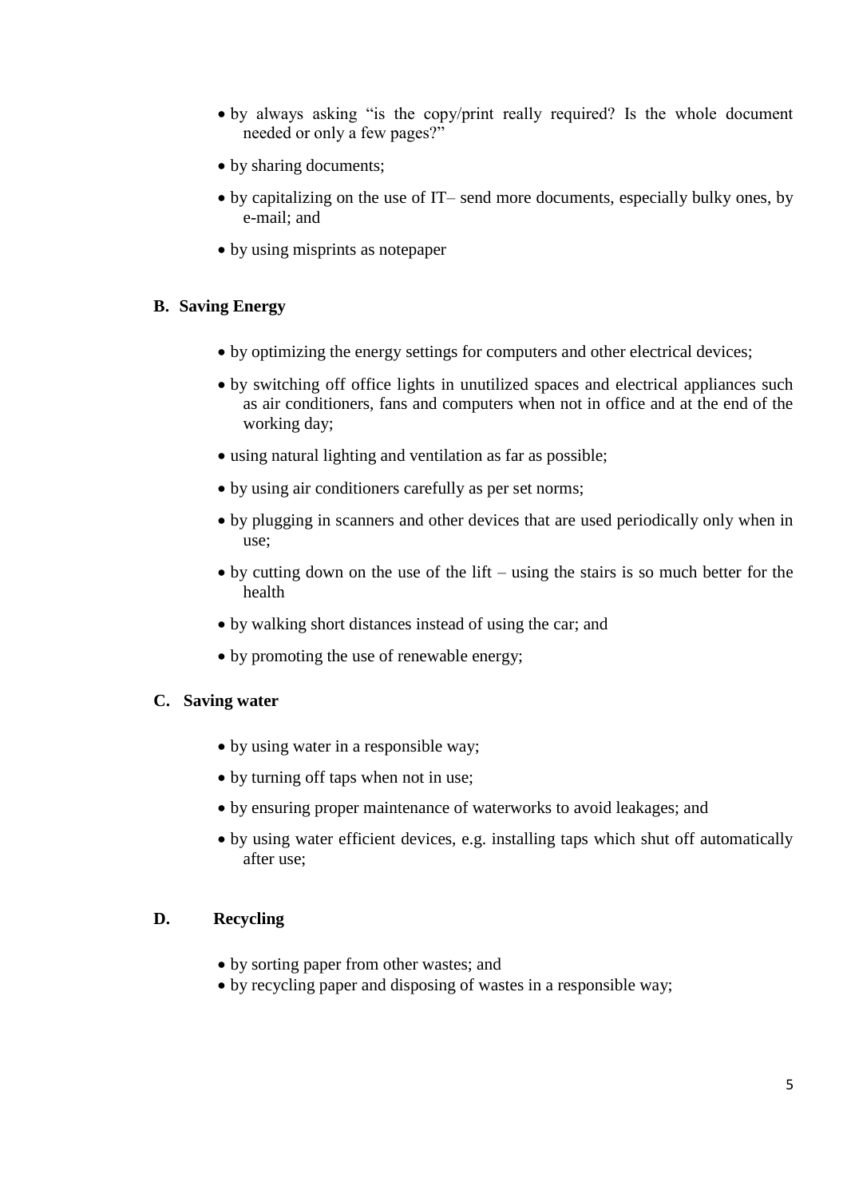- by always asking "is the copy/print really required? Is the whole document needed or only a few pages?"
- by sharing documents;
- by capitalizing on the use of IT– send more documents, especially bulky ones, by e-mail; and
- by using misprints as notepaper

**B. Saving Energy**

- by optimizing the energy settings for computers and other electrical devices;
- by switching off office lights in unutilized spaces and electrical appliances such as air conditioners, fans and computers when not in office and at the end of the working day;
- using natural lighting and ventilation as far as possible;
- by using air conditioners carefully as per set norms;
- by plugging in scanners and other devices that are used periodically only when in use;
- by cutting down on the use of the lift – using the stairs is so much better for the health
- by walking short distances instead of using the car; and
- by promoting the use of renewable energy;

**C. Saving water**

- by using water in a responsible way;
- by turning off taps when not in use;
- by ensuring proper maintenance of waterworks to avoid leakages; and
- by using water efficient devices, e.g. installing taps which shut off automatically after use;

**D. Recycling**

- by sorting paper from other wastes; and
- by recycling paper and disposing of wastes in a responsible way;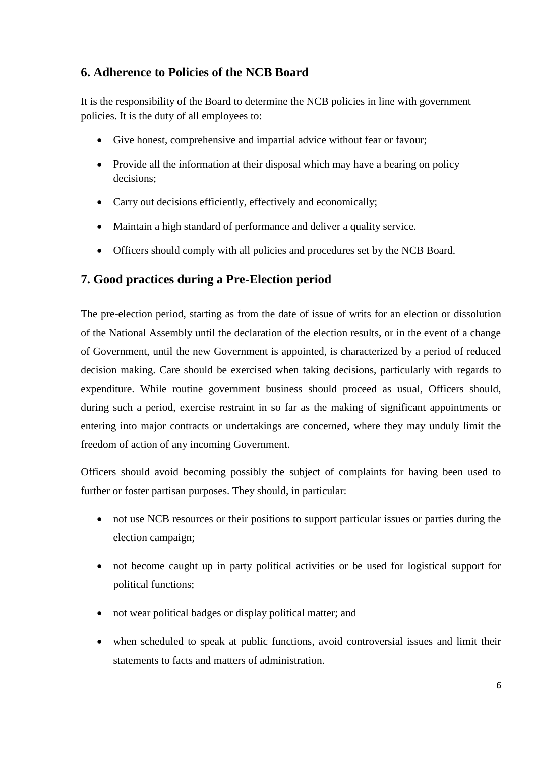## 6. Adherence to Policies of the NCB Board

It is the responsibility of the Board to determine the NCB policies in line with government policies. It is the duty of all employees to:

- Give honest, comprehensive and impartial advice without fear or favour;
- Provide all the information at their disposal which may have a bearing on policy decisions;
- Carry out decisions efficiently, effectively and economically;
- Maintain a high standard of performance and deliver a quality service.
- Officers should comply with all policies and procedures set by the NCB Board.

## 7. Good practices during a Pre-Election period

The pre-election period, starting as from the date of issue of writs for an election or dissolution of the National Assembly until the declaration of the election results, or in the event of a change of Government, until the new Government is appointed, is characterized by a period of reduced decision making. Care should be exercised when taking decisions, particularly with regards to expenditure. While routine government business should proceed as usual, Officers should, during such a period, exercise restraint in so far as the making of significant appointments or entering into major contracts or undertakings are concerned, where they may unduly limit the freedom of action of any incoming Government.

Officers should avoid becoming possibly the subject of complaints for having been used to further or foster partisan purposes. They should, in particular:

- not use NCB resources or their positions to support particular issues or parties during the election campaign;
- not become caught up in party political activities or be used for logistical support for political functions;
- not wear political badges or display political matter; and
- when scheduled to speak at public functions, avoid controversial issues and limit their statements to facts and matters of administration.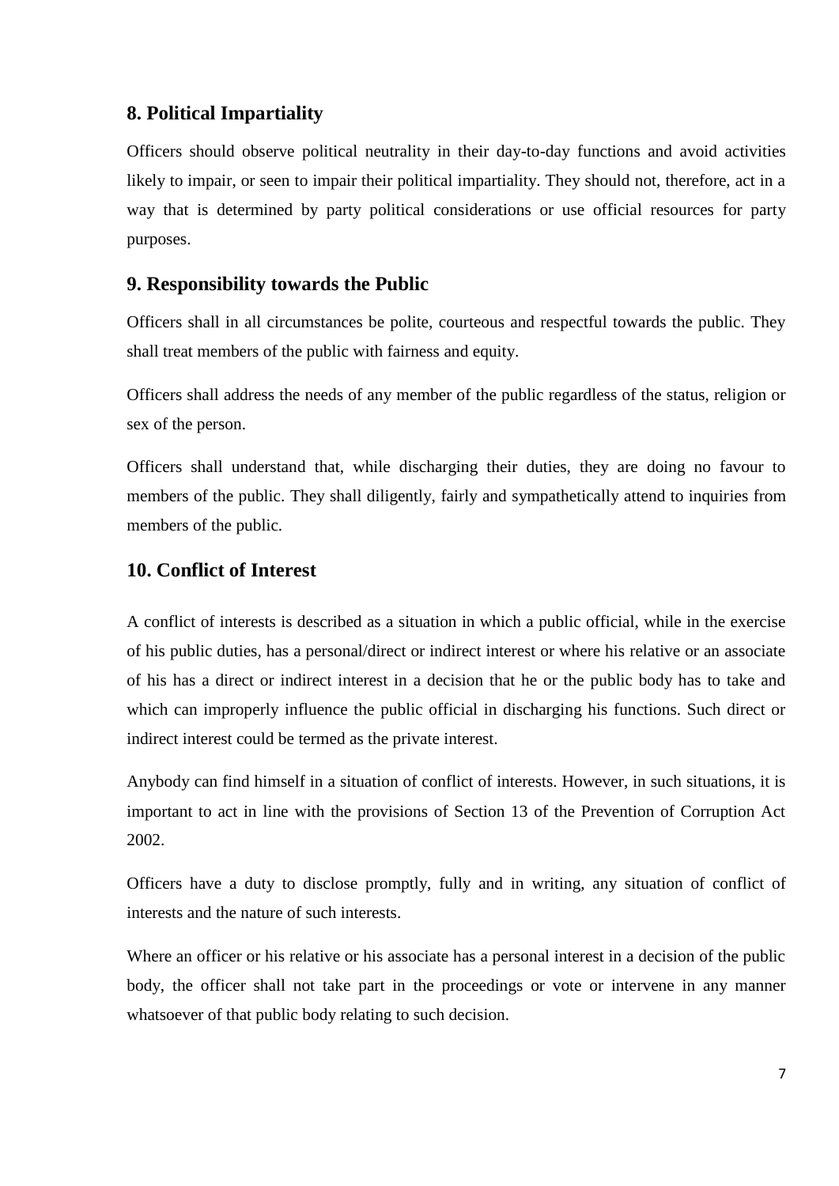## 8. Political Impartiality

Officers should observe political neutrality in their day-to-day functions and avoid activities likely to impair, or seen to impair their political impartiality. They should not, therefore, act in a way that is determined by party political considerations or use official resources for party purposes.

## 9. Responsibility towards the Public

Officers shall in all circumstances be polite, courteous and respectful towards the public. They shall treat members of the public with fairness and equity.

Officers shall address the needs of any member of the public regardless of the status, religion or sex of the person.

Officers shall understand that, while discharging their duties, they are doing no favour to members of the public. They shall diligently, fairly and sympathetically attend to inquiries from members of the public.

## 10. Conflict of Interest

A conflict of interests is described as a situation in which a public official, while in the exercise of his public duties, has a personal/direct or indirect interest or where his relative or an associate of his has a direct or indirect interest in a decision that he or the public body has to take and which can improperly influence the public official in discharging his functions. Such direct or indirect interest could be termed as the private interest.

Anybody can find himself in a situation of conflict of interests. However, in such situations, it is important to act in line with the provisions of Section 13 of the Prevention of Corruption Act 2002.

Officers have a duty to disclose promptly, fully and in writing, any situation of conflict of interests and the nature of such interests.

Where an officer or his relative or his associate has a personal interest in a decision of the public body, the officer shall not take part in the proceedings or vote or intervene in any manner whatsoever of that public body relating to such decision.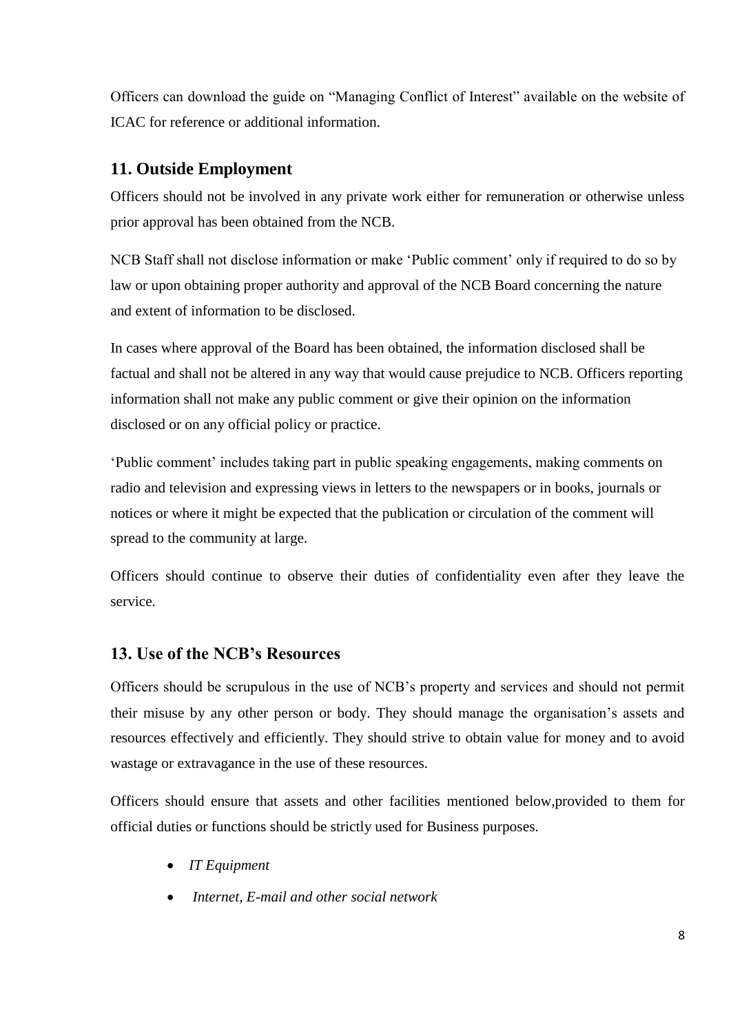Officers can download the guide on "Managing Conflict of Interest" available on the website of ICAC for reference or additional information.

## 11. Outside Employment

Officers should not be involved in any private work either for remuneration or otherwise unless prior approval has been obtained from the NCB.

NCB Staff shall not disclose information or make 'Public comment' only if required to do so by law or upon obtaining proper authority and approval of the NCB Board concerning the nature and extent of information to be disclosed.

In cases where approval of the Board has been obtained, the information disclosed shall be factual and shall not be altered in any way that would cause prejudice to NCB. Officers reporting information shall not make any public comment or give their opinion on the information disclosed or on any official policy or practice.

'Public comment' includes taking part in public speaking engagements, making comments on radio and television and expressing views in letters to the newspapers or in books, journals or notices or where it might be expected that the publication or circulation of the comment will spread to the community at large.

Officers should continue to observe their duties of confidentiality even after they leave the service.

## 13. Use of the NCB's Resources

Officers should be scrupulous in the use of NCB's property and services and should not permit their misuse by any other person or body. They should manage the organisation's assets and resources effectively and efficiently. They should strive to obtain value for money and to avoid wastage or extravagance in the use of these resources.

Officers should ensure that assets and other facilities mentioned below,provided to them for official duties or functions should be strictly used for Business purposes.

- *IT Equipment*
- *Internet, E-mail and other social network*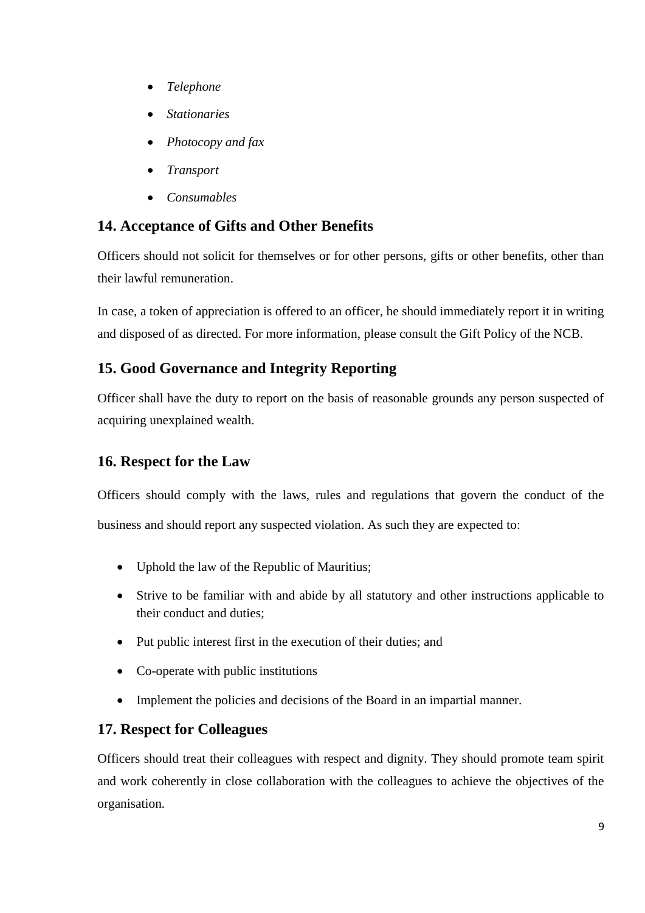- *Telephone*
- *Stationaries*
- *Photocopy and fax*
- *Transport*
- *Consumables*

## 14. Acceptance of Gifts and Other Benefits

Officers should not solicit for themselves or for other persons, gifts or other benefits, other than their lawful remuneration.

In case, a token of appreciation is offered to an officer, he should immediately report it in writing and disposed of as directed. For more information, please consult the Gift Policy of the NCB.

## 15. Good Governance and Integrity Reporting

Officer shall have the duty to report on the basis of reasonable grounds any person suspected of acquiring unexplained wealth.

## 16. Respect for the Law

Officers should comply with the laws, rules and regulations that govern the conduct of the business and should report any suspected violation. As such they are expected to:

- Uphold the law of the Republic of Mauritius;
- Strive to be familiar with and abide by all statutory and other instructions applicable to their conduct and duties;
- Put public interest first in the execution of their duties; and
- Co-operate with public institutions
- Implement the policies and decisions of the Board in an impartial manner.

## 17. Respect for Colleagues

Officers should treat their colleagues with respect and dignity. They should promote team spirit and work coherently in close collaboration with the colleagues to achieve the objectives of the organisation.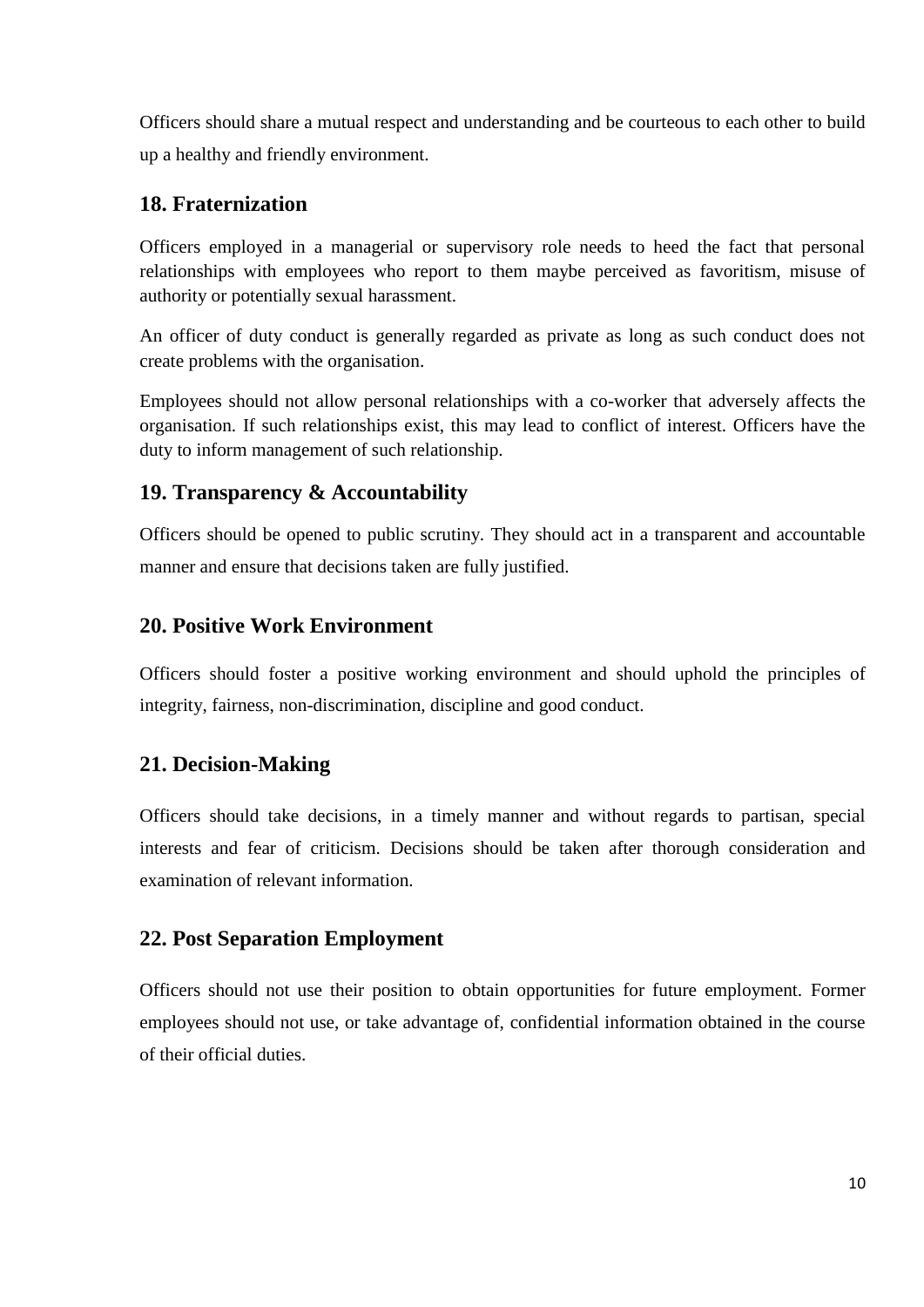Officers should share a mutual respect and understanding and be courteous to each other to build up a healthy and friendly environment.

## 18. Fraternization

Officers employed in a managerial or supervisory role needs to heed the fact that personal relationships with employees who report to them maybe perceived as favoritism, misuse of authority or potentially sexual harassment.

An officer of duty conduct is generally regarded as private as long as such conduct does not create problems with the organisation.

Employees should not allow personal relationships with a co-worker that adversely affects the organisation. If such relationships exist, this may lead to conflict of interest. Officers have the duty to inform management of such relationship.

## 19. Transparency & Accountability

Officers should be opened to public scrutiny. They should act in a transparent and accountable manner and ensure that decisions taken are fully justified.

## 20. Positive Work Environment

Officers should foster a positive working environment and should uphold the principles of integrity, fairness, non-discrimination, discipline and good conduct.

## 21. Decision-Making

Officers should take decisions, in a timely manner and without regards to partisan, special interests and fear of criticism. Decisions should be taken after thorough consideration and examination of relevant information.

## 22. Post Separation Employment

Officers should not use their position to obtain opportunities for future employment. Former employees should not use, or take advantage of, confidential information obtained in the course of their official duties.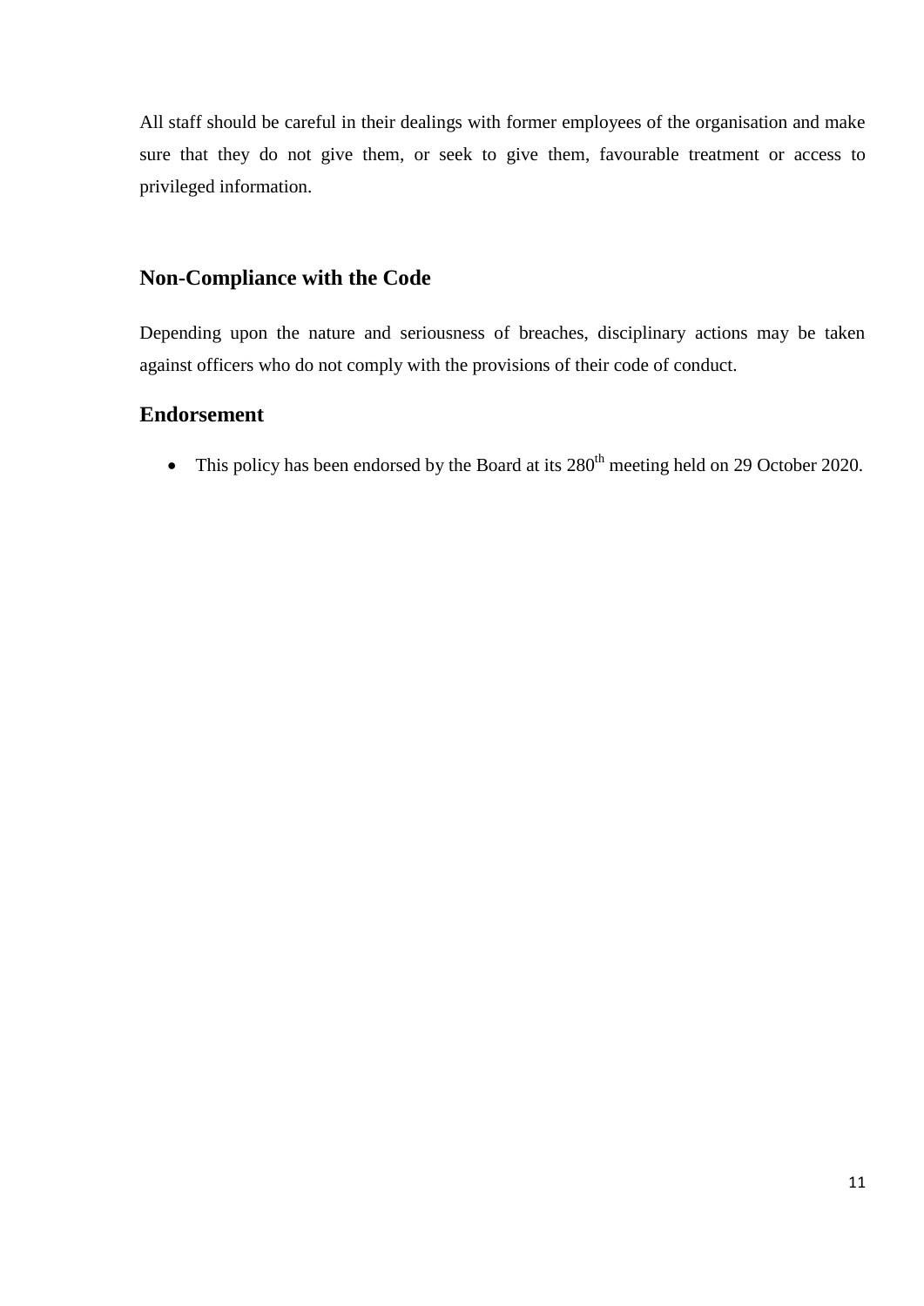All staff should be careful in their dealings with former employees of the organisation and make sure that they do not give them, or seek to give them, favourable treatment or access to privileged information.

## Non-Compliance with the Code

Depending upon the nature and seriousness of breaches, disciplinary actions may be taken against officers who do not comply with the provisions of their code of conduct.

## Endorsement

- This policy has been endorsed by the Board at its 280th meeting held on 29 October 2020.